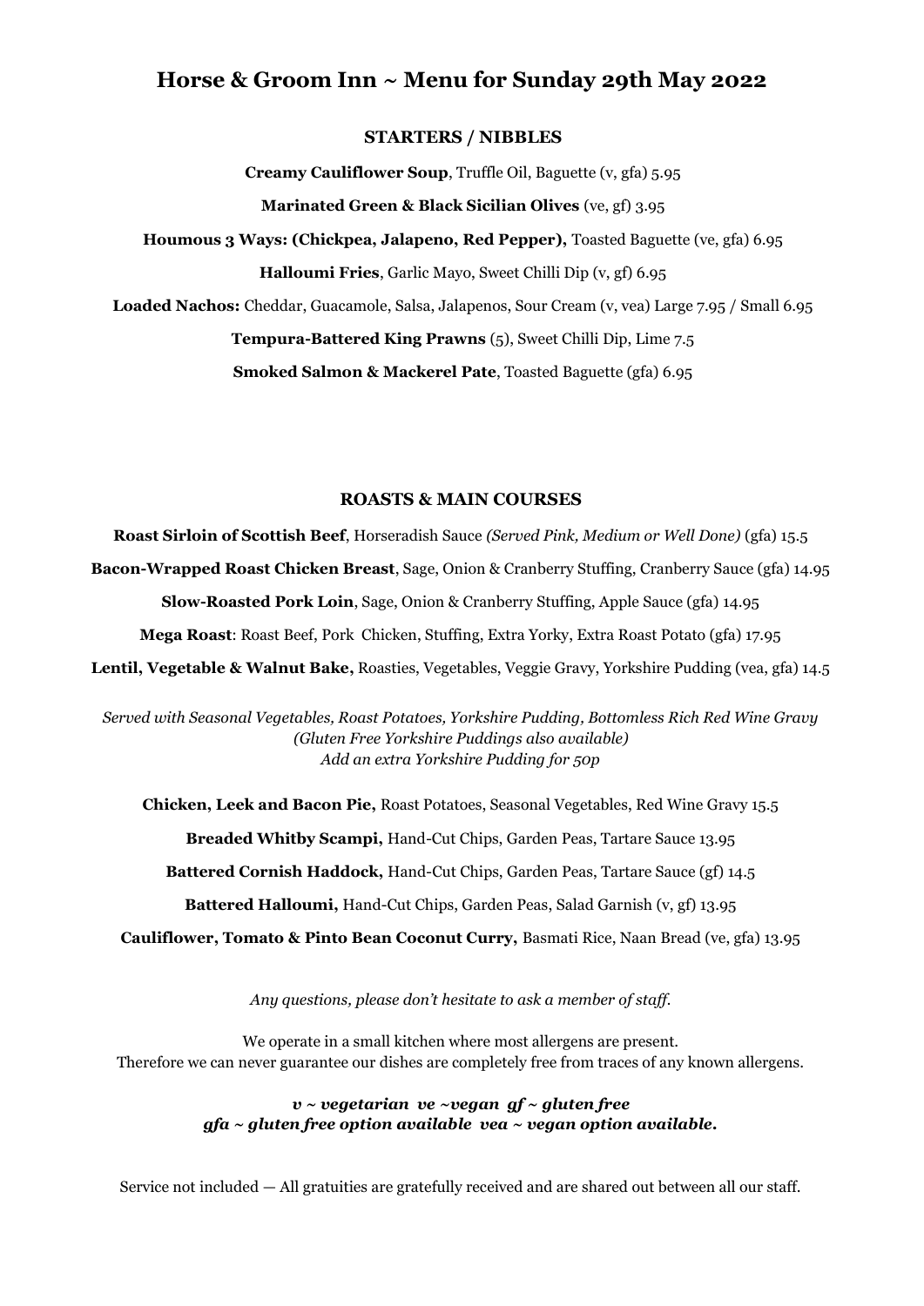# Horse & Groom Inn ~ Menu for Sunday 29th May 2022

## STARTERS / NIBBLES

**Creamy Cauliflower Soup**, Truffle Oil, Baguette (v, gfa) 5.95

**Marinated Green & Black Sicilian Olives** (ve, gf) 3.95

**Houmous 3 Ways: (Chickpea, Jalapeno, Red Pepper),** Toasted Baguette (ve, gfa) 6.95

**Halloumi Fries**, Garlic Mayo, Sweet Chilli Dip (v, gf) 6.95

**Loaded Nachos:** Cheddar, Guacamole, Salsa, Jalapenos, Sour Cream (v, vea) Large 7.95 / Small 6.95

**Tempura-Battered King Prawns** (5), Sweet Chilli Dip, Lime 7.5

**Smoked Salmon & Mackerel Pate**, Toasted Baguette (gfa) 6.95

## ROASTS & MAIN COURSES

**Roast Sirloin of Scottish Beef**, Horseradish Sauce *(Served Pink, Medium or Well Done)* (gfa) 15.5

**Bacon-Wrapped Roast Chicken Breast**, Sage, Onion & Cranberry Stuffing, Cranberry Sauce (gfa) 14.95

**Slow-Roasted Pork Loin**, Sage, Onion & Cranberry Stuffing, Apple Sauce (gfa) 14.95

**Mega Roast**: Roast Beef, Pork Chicken, Stuffing, Extra Yorky, Extra Roast Potato (gfa) 17.95

**Lentil, Vegetable & Walnut Bake,** Roasties, Vegetables, Veggie Gravy, Yorkshire Pudding (vea, gfa) 14.5

*Served with Seasonal Vegetables, Roast Potatoes, Yorkshire Pudding, Bottomless Rich Red Wine Gravy*
*(Gluten Free Yorkshire Puddings also available)*
*Add an extra Yorkshire Pudding for 50p*

**Chicken, Leek and Bacon Pie,** Roast Potatoes, Seasonal Vegetables, Red Wine Gravy 15.5

**Breaded Whitby Scampi,** Hand-Cut Chips, Garden Peas, Tartare Sauce 13.95

**Battered Cornish Haddock,** Hand-Cut Chips, Garden Peas, Tartare Sauce (gf) 14.5

**Battered Halloumi,** Hand-Cut Chips, Garden Peas, Salad Garnish (v, gf) 13.95

**Cauliflower, Tomato & Pinto Bean Coconut Curry,** Basmati Rice, Naan Bread (ve, gfa) 13.95

*Any questions, please don't hesitate to ask a member of staff.*

We operate in a small kitchen where most allergens are present.
Therefore we can never guarantee our dishes are completely free from traces of any known allergens.

***v ~ vegetarian ve ~vegan gf ~ gluten free***
***gfa ~ gluten free option available vea ~ vegan option available.***

Service not included — All gratuities are gratefully received and are shared out between all our staff.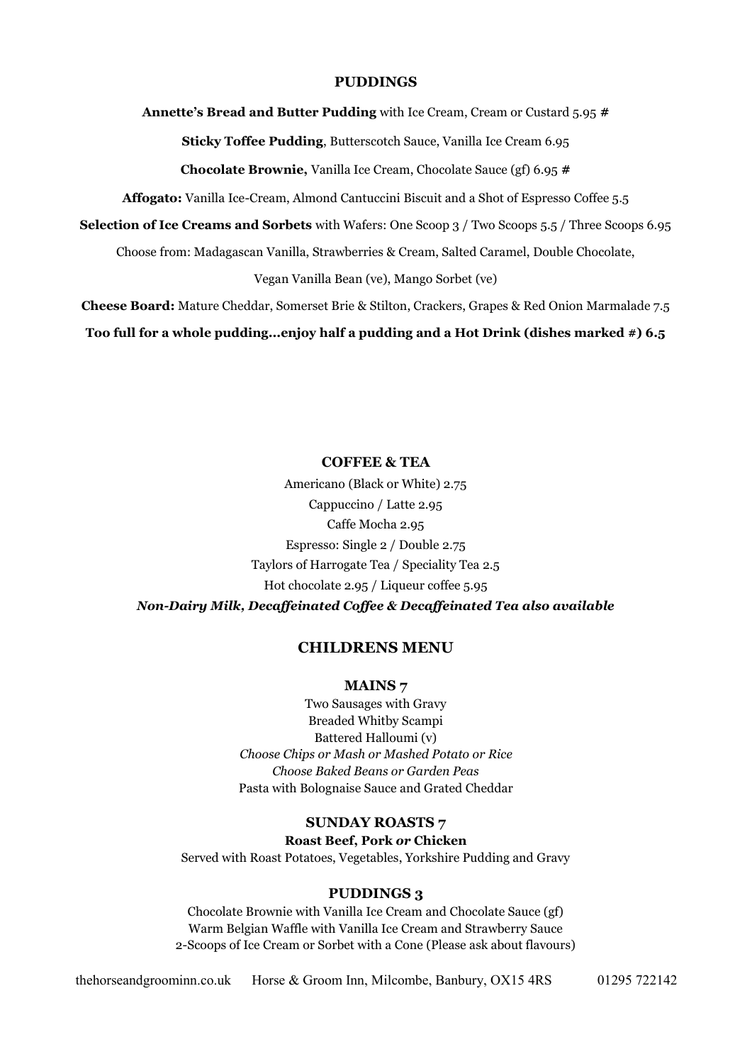## PUDDINGS

**Annette's Bread and Butter Pudding** with Ice Cream, Cream or Custard 5.95 #

**Sticky Toffee Pudding**, Butterscotch Sauce, Vanilla Ice Cream 6.95

**Chocolate Brownie,** Vanilla Ice Cream, Chocolate Sauce (gf) 6.95 #

**Affogato:** Vanilla Ice-Cream, Almond Cantuccini Biscuit and a Shot of Espresso Coffee 5.5

**Selection of Ice Creams and Sorbets** with Wafers: One Scoop 3 / Two Scoops 5.5 / Three Scoops 6.95

Choose from: Madagascan Vanilla, Strawberries & Cream, Salted Caramel, Double Chocolate,

Vegan Vanilla Bean (ve), Mango Sorbet (ve)

**Cheese Board:** Mature Cheddar, Somerset Brie & Stilton, Crackers, Grapes & Red Onion Marmalade 7.5

**Too full for a whole pudding…enjoy half a pudding and a Hot Drink (dishes marked #) 6.5**

## COFFEE & TEA

Americano (Black or White) 2.75

Cappuccino / Latte 2.95

Caffe Mocha 2.95

Espresso: Single 2 / Double 2.75

Taylors of Harrogate Tea / Speciality Tea 2.5

Hot chocolate 2.95 / Liqueur coffee 5.95

***Non-Dairy Milk, Decaffeinated Coffee & Decaffeinated Tea also available***

## CHILDRENS MENU

### MAINS 7

Two Sausages with Gravy

Breaded Whitby Scampi

Battered Halloumi (v)

*Choose Chips or Mash or Mashed Potato or Rice*

*Choose Baked Beans or Garden Peas*

Pasta with Bolognaise Sauce and Grated Cheddar

### SUNDAY ROASTS 7

**Roast Beef, Pork *or* Chicken**

Served with Roast Potatoes, Vegetables, Yorkshire Pudding and Gravy

### PUDDINGS 3

Chocolate Brownie with Vanilla Ice Cream and Chocolate Sauce (gf)

Warm Belgian Waffle with Vanilla Ice Cream and Strawberry Sauce

2-Scoops of Ice Cream or Sorbet with a Cone (Please ask about flavours)

thehorseandgroominn.co.uk Horse & Groom Inn, Milcombe, Banbury, OX15 4RS 01295 722142